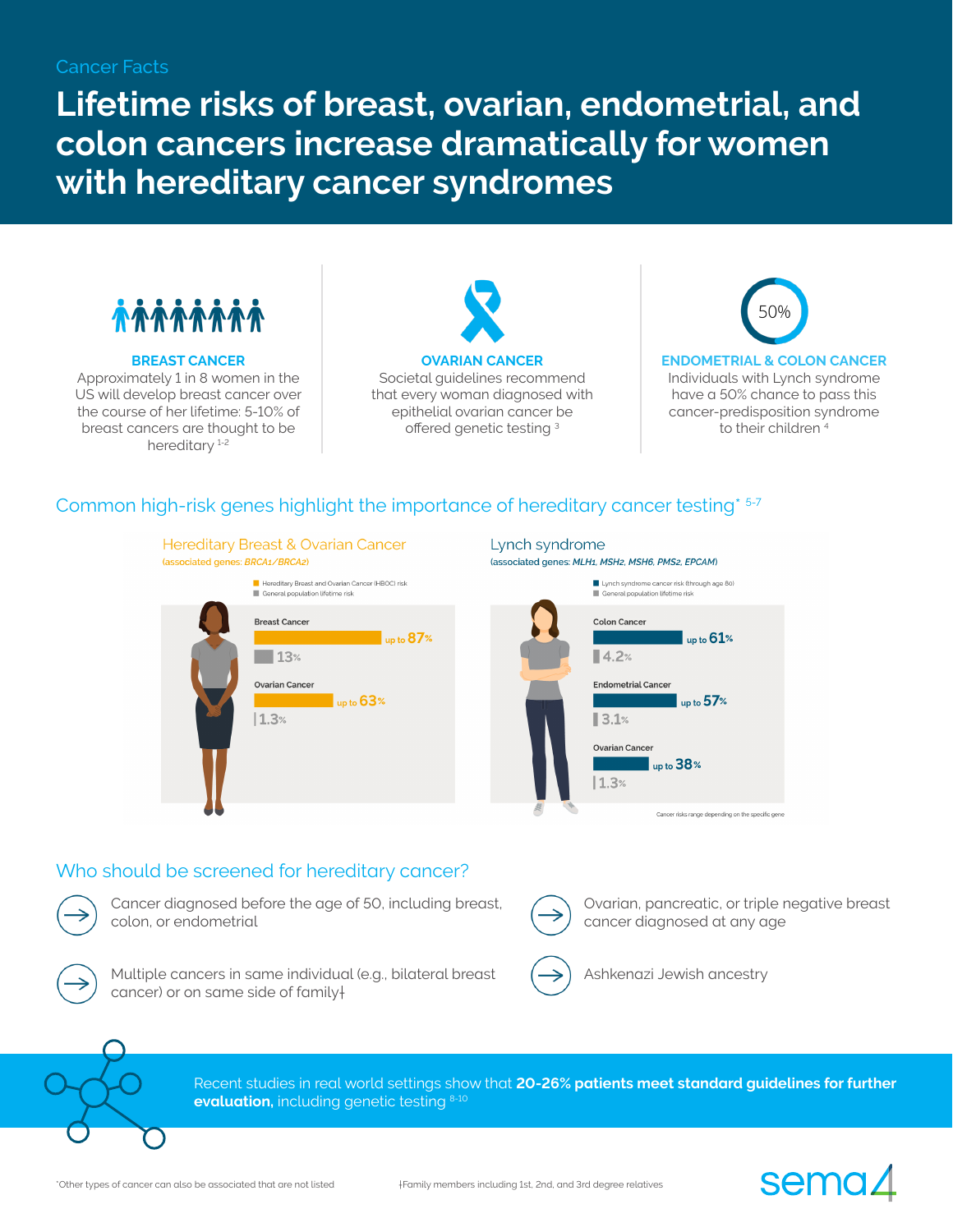Cancer Facts

# Lifetime risks of breast, ovarian, endometrial, and colon cancers increase dramatically for women with hereditary cancer syndromes

**BREAST CANCER**

Approximately 1 in 8 women in the US will develop breast cancer over the course of her lifetime: 5-10% of breast cancers are thought to be hereditary [1-2]

**OVARIAN CANCER**

Societal guidelines recommend that every woman diagnosed with epithelial ovarian cancer be offered genetic testing [3]

50%

**ENDOMETRIAL & COLON CANCER**

Individuals with Lynch syndrome have a 50% chance to pass this cancer-predisposition syndrome to their children [4]

## Common high-risk genes highlight the importance of hereditary cancer testing* [5-7]

### Hereditary Breast & Ovarian Cancer

(associated genes: *BRCA1/BRCA2*)

- Hereditary Breast and Ovarian Cancer (HBOC) risk
- General population lifetime risk

| | HBOC risk | General population lifetime risk |
|---|---|---|
| Breast Cancer | up to 87% | 13% |
| Ovarian Cancer | up to 63% | 1.3% |

### Lynch syndrome

(associated genes: *MLH1, MSH2, MSH6, PMS2, EPCAM*)

- Lynch syndrome cancer risk (through age 80)
- General population lifetime risk

| | Lynch syndrome cancer risk | General population lifetime risk |
|---|---|---|
| Colon Cancer | up to 61% | 4.2% |
| Endometrial Cancer | up to 57% | 3.1% |
| Ovarian Cancer | up to 38% | 1.3% |

Cancer risks range depending on the specific gene

## Who should be screened for hereditary cancer?

- Cancer diagnosed before the age of 50, including breast, colon, or endometrial
- Ovarian, pancreatic, or triple negative breast cancer diagnosed at any age
- Multiple cancers in same individual (e.g., bilateral breast cancer) or on same side of family‡
- Ashkenazi Jewish ancestry

Recent studies in real world settings show that **20-26% patients meet standard guidelines for further evaluation,** including genetic testing [8-10]

*Other types of cancer can also be associated that are not listed

‡Family members including 1st, 2nd, and 3rd degree relatives

sema4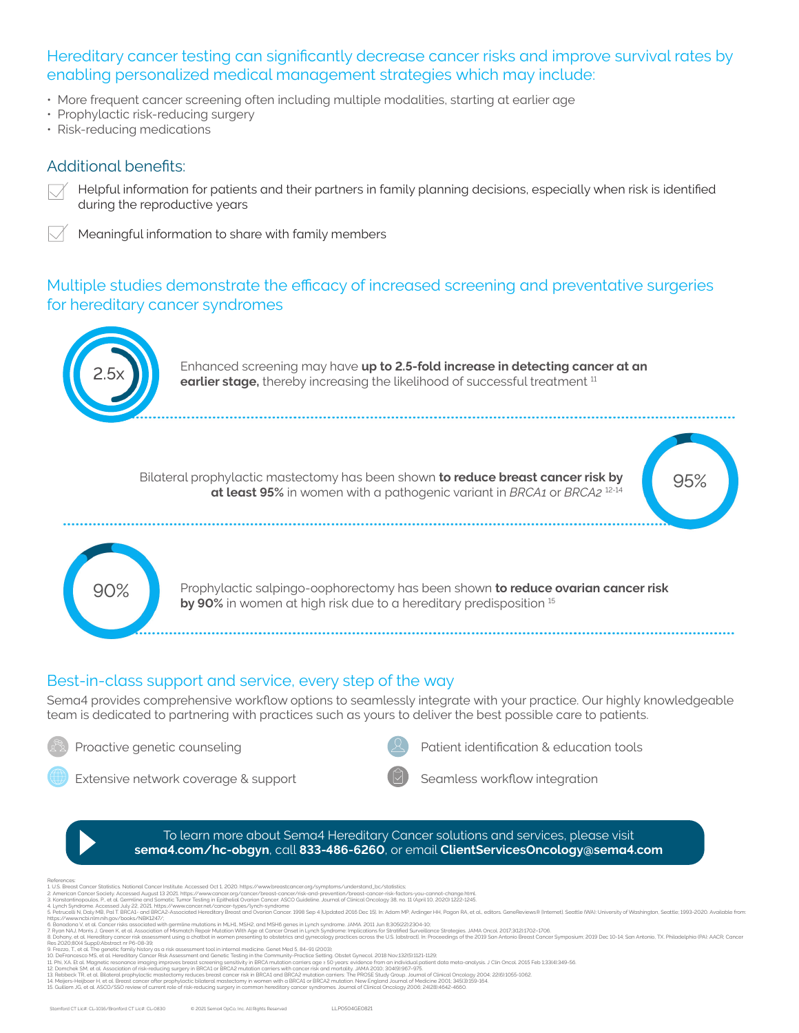## Hereditary cancer testing can significantly decrease cancer risks and improve survival rates by enabling personalized medical management strategies which may include:

- More frequent cancer screening often including multiple modalities, starting at earlier age
- Prophylactic risk-reducing surgery
- Risk-reducing medications

### Additional benefits:

- Helpful information for patients and their partners in family planning decisions, especially when risk is identified during the reproductive years
- Meaningful information to share with family members

## Multiple studies demonstrate the efficacy of increased screening and preventative surgeries for hereditary cancer syndromes

2.5x

Enhanced screening may have **up to 2.5-fold increase in detecting cancer at an earlier stage,** thereby increasing the likelihood of successful treatment [11]

95%

Bilateral prophylactic mastectomy has been shown **to reduce breast cancer risk by at least 95%** in women with a pathogenic variant in *BRCA1* or *BRCA2* [12-14]

90%

Prophylactic salpingo-oophorectomy has been shown **to reduce ovarian cancer risk by 90%** in women at high risk due to a hereditary predisposition [15]

## Best-in-class support and service, every step of the way

Sema4 provides comprehensive workflow options to seamlessly integrate with your practice. Our highly knowledgeable team is dedicated to partnering with practices such as yours to deliver the best possible care to patients.

- Proactive genetic counseling
- Patient identification & education tools
- Extensive network coverage & support
- Seamless workflow integration

To learn more about Sema4 Hereditary Cancer solutions and services, please visit **sema4.com/hc-obgyn**, call **833-486-6260**, or email **ClientServicesOncology@sema4.com**

References:
1. U.S. Breast Cancer Statistics. National Cancer Institute. Accessed Oct 1, 2020. https://www.breastcancer.org/symptoms/understand_bc/statistics;
2. American Cancer Society. Accessed August 13 2021. https://www.cancer.org/cancer/breast-cancer/risk-and-prevention/breast-cancer-risk-factors-you-cannot-change.html
3. Konstantinopoulos, P., et al. Germline and Somatic Tumor Testing in Epithelial Ovarian Cancer: ASCO Guideline. Journal of Clinical Oncology 38, no. 11 (April 10, 2020) 1222-1245.
4. Lynch Syndrome. Accessed July 22, 2021. https://www.cancer.net/cancer-types/lynch-syndrome
5. Petrucelli N, Daly MB, Pal T. BRCA1- and BRCA2-Associated Hereditary Breast and Ovarian Cancer. 1998 Sep 4 [Updated 2016 Dec 15]. In: Adam MP, Ardinger HH, Pagon RA, et al., editors. GeneReviews® [Internet]. Seattle (WA): University of Washington, Seattle; 1993-2020. Available from: https://www.ncbi.nlm.nih.gov/books/NBK1247/;
6. Bonadona V, et al. Cancer risks associated with germline mutations in MLH1, MSH2, and MSH6 genes in Lynch syndrome. JAMA. 2011 Jun 8;305(22):2304-10;
7. Ryan NAJ, Morris J, Green K, et al. Association of Mismatch Repair Mutation With Age at Cancer Onset in Lynch Syndrome: Implications for Stratified Surveillance Strategies. JAMA Oncol. 2017;3(12):1702–1706.
8. Dohany, et al. Hereditary cancer risk assessment using a chatbot in women presenting to obstetrics and gynecology practices across the U.S. [abstract]. In: Proceedings of the 2019 San Antonio Breast Cancer Symposium; 2019 Dec 10-14; San Antonio, TX. Philadelphia (PA): AACR; Cancer Res 2020;80(4 Suppl):Abstract nr P6-08-39;
9. Frezzo, T., et al. The genetic family history as a risk assessment tool in internal medicine. Genet Med 5, 84–91 (2003);
10. DeFrancesco MS, et al. Hereditary Cancer Risk Assessment and Genetic Testing in the Community-Practice Setting. Obstet Gynecol. 2018 Nov;132(5):1121-1129;
11. Phi, XA. Et al. Magnetic resonance imaging improves breast screening sensitivity in BRCA mutation carriers age ≥ 50 years: evidence from an individual patient data meta-analysis. J Clin Oncol. 2015 Feb 1;33(4):349-56.
12. Domchek SM, et al. Association of risk-reducing surgery in BRCA1 or BRCA2 mutation carriers with cancer risk and mortality. JAMA 2010; 304(9):967–975.
13. Rebbeck TR, et al. Bilateral prophylactic mastectomy reduces breast cancer risk in BRCA1 and BRCA2 mutation carriers: The PROSE Study Group. Journal of Clinical Oncology 2004; 22(6):1055-1062.
14. Meijers-Heijboer H, et al. Breast cancer after prophylactic bilateral mastectomy in women with a BRCA1 or BRCA2 mutation. New England Journal of Medicine 2001; 345(3):159-164.
15. Guillem JG, et al. ASCO/SSO review of current role of risk-reducing surgery in common hereditary cancer syndromes. Journal of Clinical Oncology 2006; 24(28):4642-4660.

Stamford CT Lic#: CL-1016/Branford CT Lic#: CL-0830 © 2021 Sema4 OpCo, Inc. All Rights Reserved LLP0504GE0821